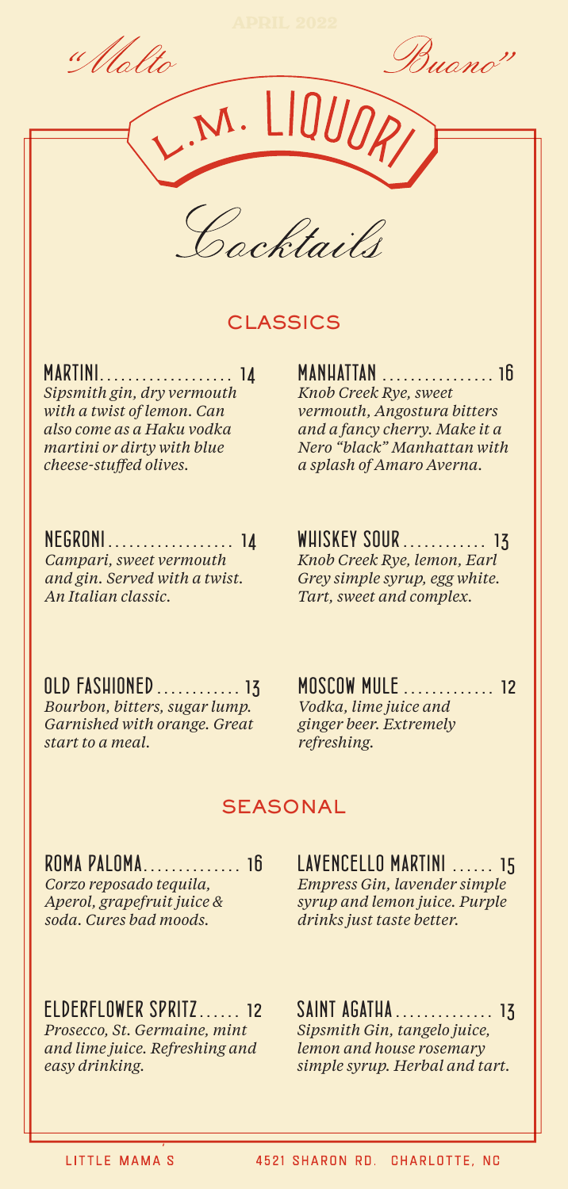"Molto Buono"

APRIL 2022

# L.M. LIQUORI

## Cocktails

### CLASSICS

**MARTINI** .................. 14
*Sipsmith gin, dry vermouth with a twist of lemon. Can also come as a Haku vodka martini or dirty with blue cheese-stuffed olives.*

**MANHATTAN** ................ 16
*Knob Creek Rye, sweet vermouth, Angostura bitters and a fancy cherry. Make it a Nero "black" Manhattan with a splash of Amaro Averna.*

**NEGRONI** .................. 14
*Campari, sweet vermouth and gin. Served with a twist. An Italian classic.*

**WHISKEY SOUR** ............ 13
*Knob Creek Rye, lemon, Earl Grey simple syrup, egg white. Tart, sweet and complex.*

**OLD FASHIONED** ............ 13
*Bourbon, bitters, sugar lump. Garnished with orange. Great start to a meal.*

**MOSCOW MULE** ............. 12
*Vodka, lime juice and ginger beer. Extremely refreshing.*

### SEASONAL

**ROMA PALOMA** .............. 16
*Corzo reposado tequila, Aperol, grapefruit juice & soda. Cures bad moods.*

**LAVENCELLO MARTINI** ...... 15
*Empress Gin, lavender simple syrup and lemon juice. Purple drinks just taste better.*

**ELDERFLOWER SPRITZ** ...... 12
*Prosecco, St. Germaine, mint and lime juice. Refreshing and easy drinking.*

**SAINT AGATHA** .............. 13
*Sipsmith Gin, tangelo juice, lemon and house rosemary simple syrup. Herbal and tart.*

LITTLE MAMA'S 4521 SHARON RD. CHARLOTTE, NC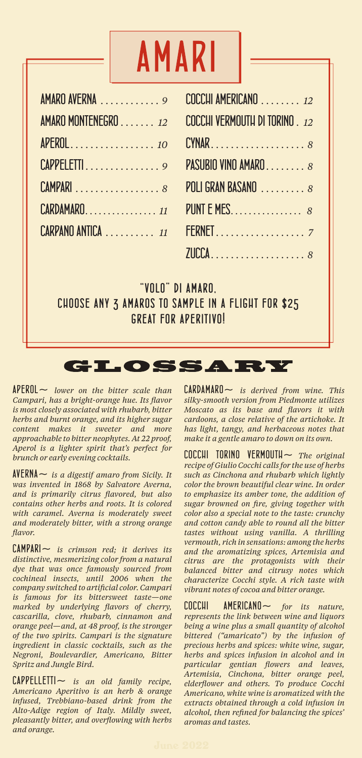# AMARI

| | | | |
|---|---|---|---|
| AMARO AVERNA | 9 | COCCHI AMERICANO | 12 |
| AMARO MONTENEGRO | 12 | COCCHI VERMOUTH DI TORINO | 12 |
| APEROL | 10 | CYNAR | 8 |
| CAPPELETTI | 9 | PASUBIO VINO AMARO | 8 |
| CAMPARI | 8 | POLI GRAN BASANO | 8 |
| CARDAMARO | 11 | PUNT E MES | 8 |
| CARPANO ANTICA | 11 | FERNET | 7 |
| | | ZUCCA | 8 |

"VOLO" DI AMARO.
CHOOSE ANY 3 AMAROS TO SAMPLE IN A FLIGHT FOR $25
GREAT FOR APERITIVO!

## GLOSSARY

**APEROL~** *lower on the bitter scale than Campari, has a bright-orange hue. Its flavor is most closely associated with rhubarb, bitter herbs and burnt orange, and its higher sugar content makes it sweeter and more approachable to bitter neophytes. At 22 proof, Aperol is a lighter spirit that's perfect for brunch or early evening cocktails.*

**AVERNA~** *is a digestif amaro from Sicily. It was invented in 1868 by Salvatore Averna, and is primarily citrus flavored, but also contains other herbs and roots. It is colored with caramel. Averna is moderately sweet and moderately bitter, with a strong orange flavor.*

**CAMPARI~** *is crimson red; it derives its distinctive, mesmerizing color from a natural dye that was once famously sourced from cochineal insects, until 2006 when the company switched to artificial color. Campari is famous for its bittersweet taste—one marked by underlying flavors of cherry, cascarilla, clove, rhubarb, cinnamon and orange peel—and, at 48 proof, is the stronger of the two spirits. Campari is the signature ingredient in classic cocktails, such as the Negroni, Boulevardier, Americano, Bitter Spritz and Jungle Bird.*

**CAPPELLETTI~** *is an old family recipe, Americano Aperitivo is an herb & orange infused, Trebbiano-based drink from the Alto-Adige region of Italy. Mildly sweet, pleasantly bitter, and overflowing with herbs and orange.*

**CARDAMARO~** *is derived from wine. This silky-smooth version from Piedmonte utilizes Moscato as its base and flavors it with cardoons, a close relative of the artichoke. It has light, tangy, and herbaceous notes that make it a gentle amaro to down on its own.*

**COCCHI TORINO VERMOUTH~** *The original recipe of Giulio Cocchi calls for the use of herbs such as Cinchona and rhubarb which lightly color the brown beautiful clear wine. In order to emphasize its amber tone, the addition of sugar browned on fire, giving together with color also a special note to the taste: crunchy and cotton candy able to round all the bitter tastes without using vanilla. A thrilling vermouth, rich in sensations: among the herbs and the aromatizing spices, Artemisia and citrus are the protagonists with their balanced bitter and citrusy notes which characterize Cocchi style. A rich taste with vibrant notes of cocoa and bitter orange.*

**COCCHI AMERICANO~** *for its nature, represents the link between wine and liquors being a wine plus a small quantity of alcohol bittered ("amaricato") by the infusion of precious herbs and spices: white wine, sugar, herbs and spices infusion in alcohol and in particular gentian flowers and leaves, Artemisia, Cinchona, bitter orange peel, elderflower and others. To produce Cocchi Americano, white wine is aromatized with the extracts obtained through a cold infusion in alcohol, then refined for balancing the spices' aromas and tastes.*

June 2022